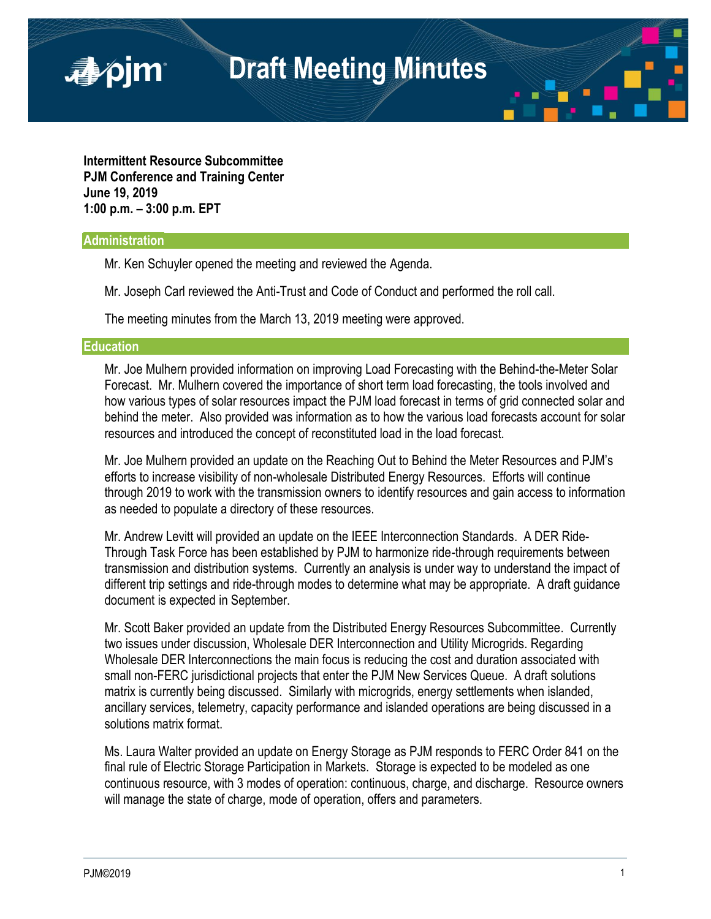# Draft Meeting Minutes

**Intermittent Resource Subcommittee**
**PJM Conference and Training Center**
**June 19, 2019**
**1:00 p.m. – 3:00 p.m. EPT**

## Administration

Mr. Ken Schuyler opened the meeting and reviewed the Agenda.

Mr. Joseph Carl reviewed the Anti-Trust and Code of Conduct and performed the roll call.

The meeting minutes from the March 13, 2019 meeting were approved.

## Education

Mr. Joe Mulhern provided information on improving Load Forecasting with the Behind-the-Meter Solar Forecast. Mr. Mulhern covered the importance of short term load forecasting, the tools involved and how various types of solar resources impact the PJM load forecast in terms of grid connected solar and behind the meter. Also provided was information as to how the various load forecasts account for solar resources and introduced the concept of reconstituted load in the load forecast.

Mr. Joe Mulhern provided an update on the Reaching Out to Behind the Meter Resources and PJM's efforts to increase visibility of non-wholesale Distributed Energy Resources. Efforts will continue through 2019 to work with the transmission owners to identify resources and gain access to information as needed to populate a directory of these resources.

Mr. Andrew Levitt will provided an update on the IEEE Interconnection Standards. A DER Ride-Through Task Force has been established by PJM to harmonize ride-through requirements between transmission and distribution systems. Currently an analysis is under way to understand the impact of different trip settings and ride-through modes to determine what may be appropriate. A draft guidance document is expected in September.

Mr. Scott Baker provided an update from the Distributed Energy Resources Subcommittee. Currently two issues under discussion, Wholesale DER Interconnection and Utility Microgrids. Regarding Wholesale DER Interconnections the main focus is reducing the cost and duration associated with small non-FERC jurisdictional projects that enter the PJM New Services Queue. A draft solutions matrix is currently being discussed. Similarly with microgrids, energy settlements when islanded, ancillary services, telemetry, capacity performance and islanded operations are being discussed in a solutions matrix format.

Ms. Laura Walter provided an update on Energy Storage as PJM responds to FERC Order 841 on the final rule of Electric Storage Participation in Markets. Storage is expected to be modeled as one continuous resource, with 3 modes of operation: continuous, charge, and discharge. Resource owners will manage the state of charge, mode of operation, offers and parameters.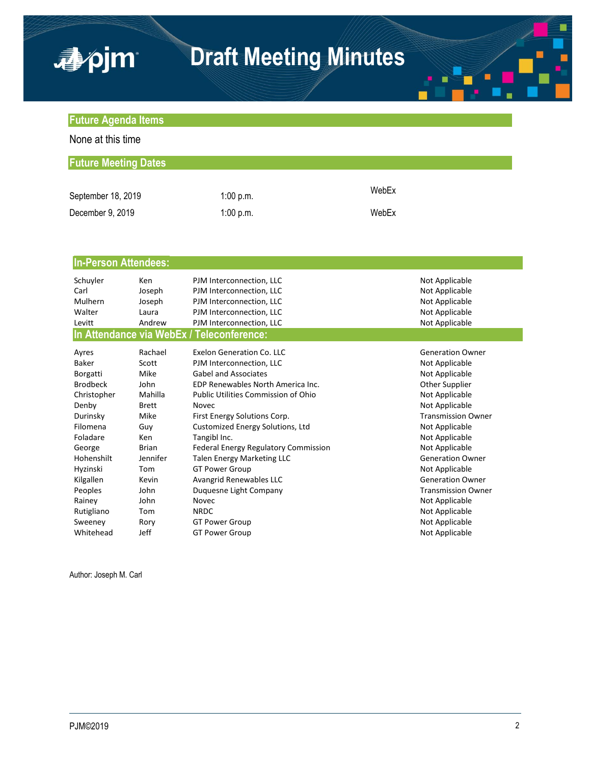## Future Agenda Items

None at this time

## Future Meeting Dates

| | | |
|---|---|---|
| September 18, 2019 | 1:00 p.m. | WebEx |
| December 9, 2019 | 1:00 p.m. | WebEx |

## In-Person Attendees:

| | | | |
|---|---|---|---|
| Schuyler | Ken | PJM Interconnection, LLC | Not Applicable |
| Carl | Joseph | PJM Interconnection, LLC | Not Applicable |
| Mulhern | Joseph | PJM Interconnection, LLC | Not Applicable |
| Walter | Laura | PJM Interconnection, LLC | Not Applicable |
| Levitt | Andrew | PJM Interconnection, LLC | Not Applicable |

## In Attendance via WebEx / Teleconference:

| | | | |
|---|---|---|---|
| Ayres | Rachael | Exelon Generation Co. LLC | Generation Owner |
| Baker | Scott | PJM Interconnection, LLC | Not Applicable |
| Borgatti | Mike | Gabel and Associates | Not Applicable |
| Brodbeck | John | EDP Renewables North America Inc. | Other Supplier |
| Christopher | Mahilla | Public Utilities Commission of Ohio | Not Applicable |
| Denby | Brett | Novec | Not Applicable |
| Durinsky | Mike | First Energy Solutions Corp. | Transmission Owner |
| Filomena | Guy | Customized Energy Solutions, Ltd | Not Applicable |
| Foladare | Ken | Tangibl Inc. | Not Applicable |
| George | Brian | Federal Energy Regulatory Commission | Not Applicable |
| Hohenshilt | Jennifer | Talen Energy Marketing LLC | Generation Owner |
| Hyzinski | Tom | GT Power Group | Not Applicable |
| Kilgallen | Kevin | Avangrid Renewables LLC | Generation Owner |
| Peoples | John | Duquesne Light Company | Transmission Owner |
| Rainey | John | Novec | Not Applicable |
| Rutigliano | Tom | NRDC | Not Applicable |
| Sweeney | Rory | GT Power Group | Not Applicable |
| Whitehead | Jeff | GT Power Group | Not Applicable |

Author: Joseph M. Carl